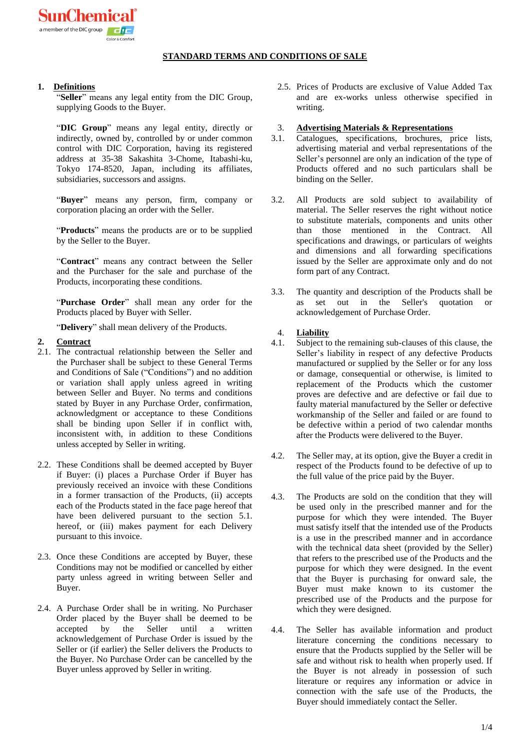# STANDARD TERMS AND CONDITIONS OF SALE

## 1. Definitions

"**Seller**" means any legal entity from the DIC Group, supplying Goods to the Buyer.

"**DIC Group**" means any legal entity, directly or indirectly, owned by, controlled by or under common control with DIC Corporation, having its registered address at 35-38 Sakashita 3-Chome, Itabashi-ku, Tokyo 174-8520, Japan, including its affiliates, subsidiaries, successors and assigns.

"**Buyer**" means any person, firm, company or corporation placing an order with the Seller.

"**Products**" means the products are or to be supplied by the Seller to the Buyer.

"**Contract**" means any contract between the Seller and the Purchaser for the sale and purchase of the Products, incorporating these conditions.

"**Purchase Order**" shall mean any order for the Products placed by Buyer with Seller.

"**Delivery**" shall mean delivery of the Products.

## 2. Contract

2.1. The contractual relationship between the Seller and the Purchaser shall be subject to these General Terms and Conditions of Sale ("Conditions") and no addition or variation shall apply unless agreed in writing between Seller and Buyer. No terms and conditions stated by Buyer in any Purchase Order, confirmation, acknowledgment or acceptance to these Conditions shall be binding upon Seller if in conflict with, inconsistent with, in addition to these Conditions unless accepted by Seller in writing.

2.2. These Conditions shall be deemed accepted by Buyer if Buyer: (i) places a Purchase Order if Buyer has previously received an invoice with these Conditions in a former transaction of the Products, (ii) accepts each of the Products in the face page hereof that have been delivered pursuant to the section 5.1. hereof, or (iii) makes payment for each Delivery pursuant to this invoice.

2.3. Once these Conditions are accepted by Buyer, these Conditions may not be modified or cancelled by either party unless agreed in writing between Seller and Buyer.

2.4. A Purchase Order shall be in writing. No Purchaser Order placed by the Buyer shall be deemed to be accepted by the Seller until a written acknowledgement of Purchase Order is issued by the Seller or (if earlier) the Seller delivers the Products to the Buyer. No Purchase Order can be cancelled by the Buyer unless approved by Seller in writing.

2.5. Prices of Products are exclusive of Value Added Tax and are ex-works unless otherwise specified in writing.

## 3. Advertising Materials & Representations

3.1. Catalogues, specifications, brochures, price lists, advertising material and verbal representations of the Seller's personnel are only an indication of the type of Products offered and no such particulars shall be binding on the Seller.

3.2. All Products are sold subject to availability of material. The Seller reserves the right without notice to substitute materials, components and units other than those mentioned in the Contract. All specifications and drawings, or particulars of weights and dimensions and all forwarding specifications issued by the Seller are approximate only and do not form part of any Contract.

3.3. The quantity and description of the Products shall be as set out in the Seller's quotation or acknowledgement of Purchase Order.

## 4. Liability

4.1. Subject to the remaining sub-clauses of this clause, the Seller's liability in respect of any defective Products manufactured or supplied by the Seller or for any loss or damage, consequential or otherwise, is limited to replacement of the Products which the customer proves are defective and are defective or fail due to faulty material manufactured by the Seller or defective workmanship of the Seller and failed or are found to be defective within a period of two calendar months after the Products were delivered to the Buyer.

4.2. The Seller may, at its option, give the Buyer a credit in respect of the Products found to be defective of up to the full value of the price paid by the Buyer.

4.3. The Products are sold on the condition that they will be used only in the prescribed manner and for the purpose for which they were intended. The Buyer must satisfy itself that the intended use of the Products is a use in the prescribed manner and in accordance with the technical data sheet (provided by the Seller) that refers to the prescribed use of the Products and the purpose for which they were designed. In the event that the Buyer is purchasing for onward sale, the Buyer must make known to its customer the prescribed use of the Products and the purpose for which they were designed.

4.4. The Seller has available information and product literature concerning the conditions necessary to ensure that the Products supplied by the Seller will be safe and without risk to health when properly used. If the Buyer is not already in possession of such literature or requires any information or advice in connection with the safe use of the Products, the Buyer should immediately contact the Seller.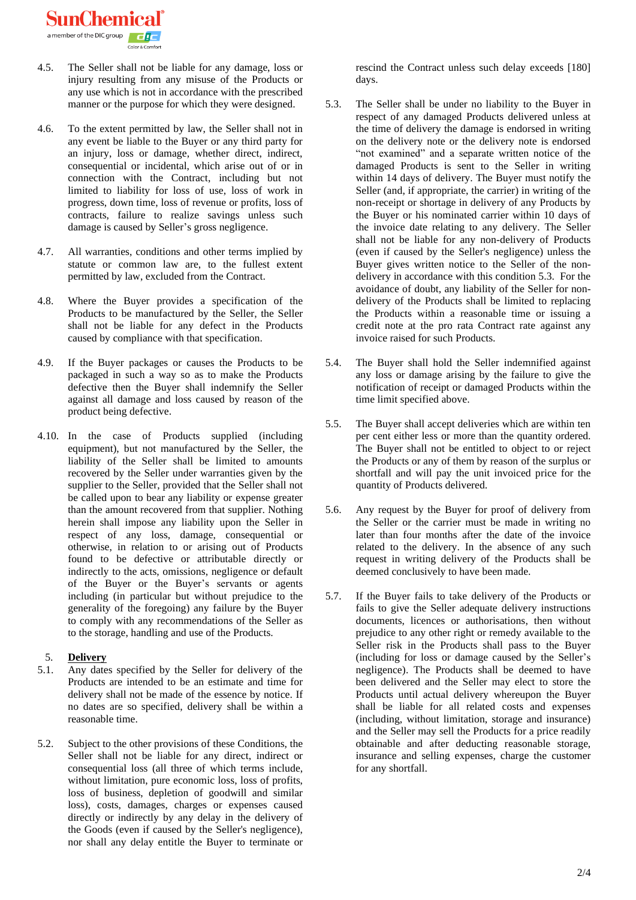4.5. The Seller shall not be liable for any damage, loss or injury resulting from any misuse of the Products or any use which is not in accordance with the prescribed manner or the purpose for which they were designed.

4.6. To the extent permitted by law, the Seller shall not in any event be liable to the Buyer or any third party for an injury, loss or damage, whether direct, indirect, consequential or incidental, which arise out of or in connection with the Contract, including but not limited to liability for loss of use, loss of work in progress, down time, loss of revenue or profits, loss of contracts, failure to realize savings unless such damage is caused by Seller's gross negligence.

4.7. All warranties, conditions and other terms implied by statute or common law are, to the fullest extent permitted by law, excluded from the Contract.

4.8. Where the Buyer provides a specification of the Products to be manufactured by the Seller, the Seller shall not be liable for any defect in the Products caused by compliance with that specification.

4.9. If the Buyer packages or causes the Products to be packaged in such a way so as to make the Products defective then the Buyer shall indemnify the Seller against all damage and loss caused by reason of the product being defective.

4.10. In the case of Products supplied (including equipment), but not manufactured by the Seller, the liability of the Seller shall be limited to amounts recovered by the Seller under warranties given by the supplier to the Seller, provided that the Seller shall not be called upon to bear any liability or expense greater than the amount recovered from that supplier. Nothing herein shall impose any liability upon the Seller in respect of any loss, damage, consequential or otherwise, in relation to or arising out of Products found to be defective or attributable directly or indirectly to the acts, omissions, negligence or default of the Buyer or the Buyer's servants or agents including (in particular but without prejudice to the generality of the foregoing) any failure by the Buyer to comply with any recommendations of the Seller as to the storage, handling and use of the Products.

## 5. **Delivery**

5.1. Any dates specified by the Seller for delivery of the Products are intended to be an estimate and time for delivery shall not be made of the essence by notice. If no dates are so specified, delivery shall be within a reasonable time.

5.2. Subject to the other provisions of these Conditions, the Seller shall not be liable for any direct, indirect or consequential loss (all three of which terms include, without limitation, pure economic loss, loss of profits, loss of business, depletion of goodwill and similar loss), costs, damages, charges or expenses caused directly or indirectly by any delay in the delivery of the Goods (even if caused by the Seller's negligence), nor shall any delay entitle the Buyer to terminate or rescind the Contract unless such delay exceeds [180] days.

5.3. The Seller shall be under no liability to the Buyer in respect of any damaged Products delivered unless at the time of delivery the damage is endorsed in writing on the delivery note or the delivery note is endorsed "not examined" and a separate written notice of the damaged Products is sent to the Seller in writing within 14 days of delivery. The Buyer must notify the Seller (and, if appropriate, the carrier) in writing of the non-receipt or shortage in delivery of any Products by the Buyer or his nominated carrier within 10 days of the invoice date relating to any delivery. The Seller shall not be liable for any non-delivery of Products (even if caused by the Seller's negligence) unless the Buyer gives written notice to the Seller of the non-delivery in accordance with this condition 5.3. For the avoidance of doubt, any liability of the Seller for non-delivery of the Products shall be limited to replacing the Products within a reasonable time or issuing a credit note at the pro rata Contract rate against any invoice raised for such Products.

5.4. The Buyer shall hold the Seller indemnified against any loss or damage arising by the failure to give the notification of receipt or damaged Products within the time limit specified above.

5.5. The Buyer shall accept deliveries which are within ten per cent either less or more than the quantity ordered. The Buyer shall not be entitled to object to or reject the Products or any of them by reason of the surplus or shortfall and will pay the unit invoiced price for the quantity of Products delivered.

5.6. Any request by the Buyer for proof of delivery from the Seller or the carrier must be made in writing no later than four months after the date of the invoice related to the delivery. In the absence of any such request in writing delivery of the Products shall be deemed conclusively to have been made.

5.7. If the Buyer fails to take delivery of the Products or fails to give the Seller adequate delivery instructions documents, licences or authorisations, then without prejudice to any other right or remedy available to the Seller risk in the Products shall pass to the Buyer (including for loss or damage caused by the Seller's negligence). The Products shall be deemed to have been delivered and the Seller may elect to store the Products until actual delivery whereupon the Buyer shall be liable for all related costs and expenses (including, without limitation, storage and insurance) and the Seller may sell the Products for a price readily obtainable and after deducting reasonable storage, insurance and selling expenses, charge the customer for any shortfall.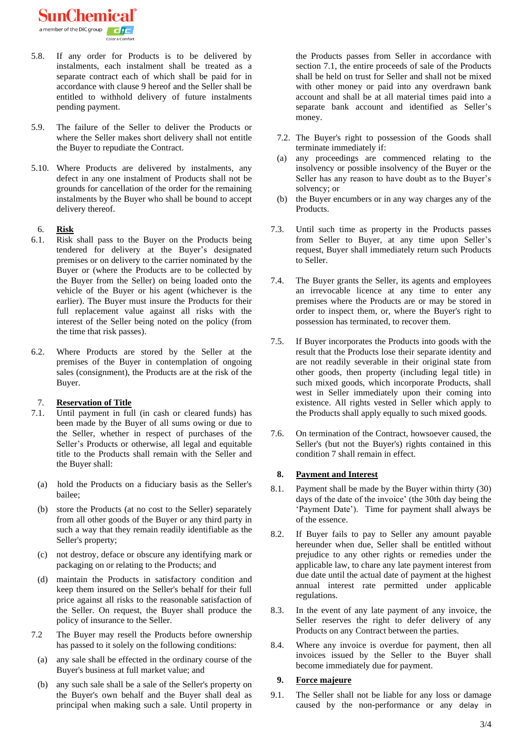5.8. If any order for Products is to be delivered by instalments, each instalment shall be treated as a separate contract each of which shall be paid for in accordance with clause 9 hereof and the Seller shall be entitled to withhold delivery of future instalments pending payment.

5.9. The failure of the Seller to deliver the Products or where the Seller makes short delivery shall not entitle the Buyer to repudiate the Contract.

5.10. Where Products are delivered by instalments, any defect in any one instalment of Products shall not be grounds for cancellation of the order for the remaining instalments by the Buyer who shall be bound to accept delivery thereof.

## 6. **Risk**

6.1. Risk shall pass to the Buyer on the Products being tendered for delivery at the Buyer's designated premises or on delivery to the carrier nominated by the Buyer or (where the Products are to be collected by the Buyer from the Seller) on being loaded onto the vehicle of the Buyer or his agent (whichever is the earlier). The Buyer must insure the Products for their full replacement value against all risks with the interest of the Seller being noted on the policy (from the time that risk passes).

6.2. Where Products are stored by the Seller at the premises of the Buyer in contemplation of ongoing sales (consignment), the Products are at the risk of the Buyer.

## 7. **Reservation of Title**

7.1. Until payment in full (in cash or cleared funds) has been made by the Buyer of all sums owing or due to the Seller, whether in respect of purchases of the Seller's Products or otherwise, all legal and equitable title to the Products shall remain with the Seller and the Buyer shall:

(a) hold the Products on a fiduciary basis as the Seller's bailee;

(b) store the Products (at no cost to the Seller) separately from all other goods of the Buyer or any third party in such a way that they remain readily identifiable as the Seller's property;

(c) not destroy, deface or obscure any identifying mark or packaging on or relating to the Products; and

(d) maintain the Products in satisfactory condition and keep them insured on the Seller's behalf for their full price against all risks to the reasonable satisfaction of the Seller. On request, the Buyer shall produce the policy of insurance to the Seller.

7.2 The Buyer may resell the Products before ownership has passed to it solely on the following conditions:

(a) any sale shall be effected in the ordinary course of the Buyer's business at full market value; and

(b) any such sale shall be a sale of the Seller's property on the Buyer's own behalf and the Buyer shall deal as principal when making such a sale. Until property in the Products passes from Seller in accordance with section 7.1, the entire proceeds of sale of the Products shall be held on trust for Seller and shall not be mixed with other money or paid into any overdrawn bank account and shall be at all material times paid into a separate bank account and identified as Seller's money.

7.2. The Buyer's right to possession of the Goods shall terminate immediately if:

(a) any proceedings are commenced relating to the insolvency or possible insolvency of the Buyer or the Seller has any reason to have doubt as to the Buyer's solvency; or

(b) the Buyer encumbers or in any way charges any of the Products.

7.3. Until such time as property in the Products passes from Seller to Buyer, at any time upon Seller's request, Buyer shall immediately return such Products to Seller.

7.4. The Buyer grants the Seller, its agents and employees an irrevocable licence at any time to enter any premises where the Products are or may be stored in order to inspect them, or, where the Buyer's right to possession has terminated, to recover them.

7.5. If Buyer incorporates the Products into goods with the result that the Products lose their separate identity and are not readily severable in their original state from other goods, then property (including legal title) in such mixed goods, which incorporate Products, shall west in Seller immediately upon their coming into existence. All rights vested in Seller which apply to the Products shall apply equally to such mixed goods.

7.6. On termination of the Contract, howsoever caused, the Seller's (but not the Buyer's) rights contained in this condition 7 shall remain in effect.

## 8. **Payment and Interest**

8.1. Payment shall be made by the Buyer within thirty (30) days of the date of the invoice' (the 30th day being the 'Payment Date'). Time for payment shall always be of the essence.

8.2. If Buyer fails to pay to Seller any amount payable hereunder when due, Seller shall be entitled without prejudice to any other rights or remedies under the applicable law, to chare any late payment interest from due date until the actual date of payment at the highest annual interest rate permitted under applicable regulations.

8.3. In the event of any late payment of any invoice, the Seller reserves the right to defer delivery of any Products on any Contract between the parties.

8.4. Where any invoice is overdue for payment, then all invoices issued by the Seller to the Buyer shall become immediately due for payment.

## 9. **Force majeure**

9.1. The Seller shall not be liable for any loss or damage caused by the non-performance or any delay in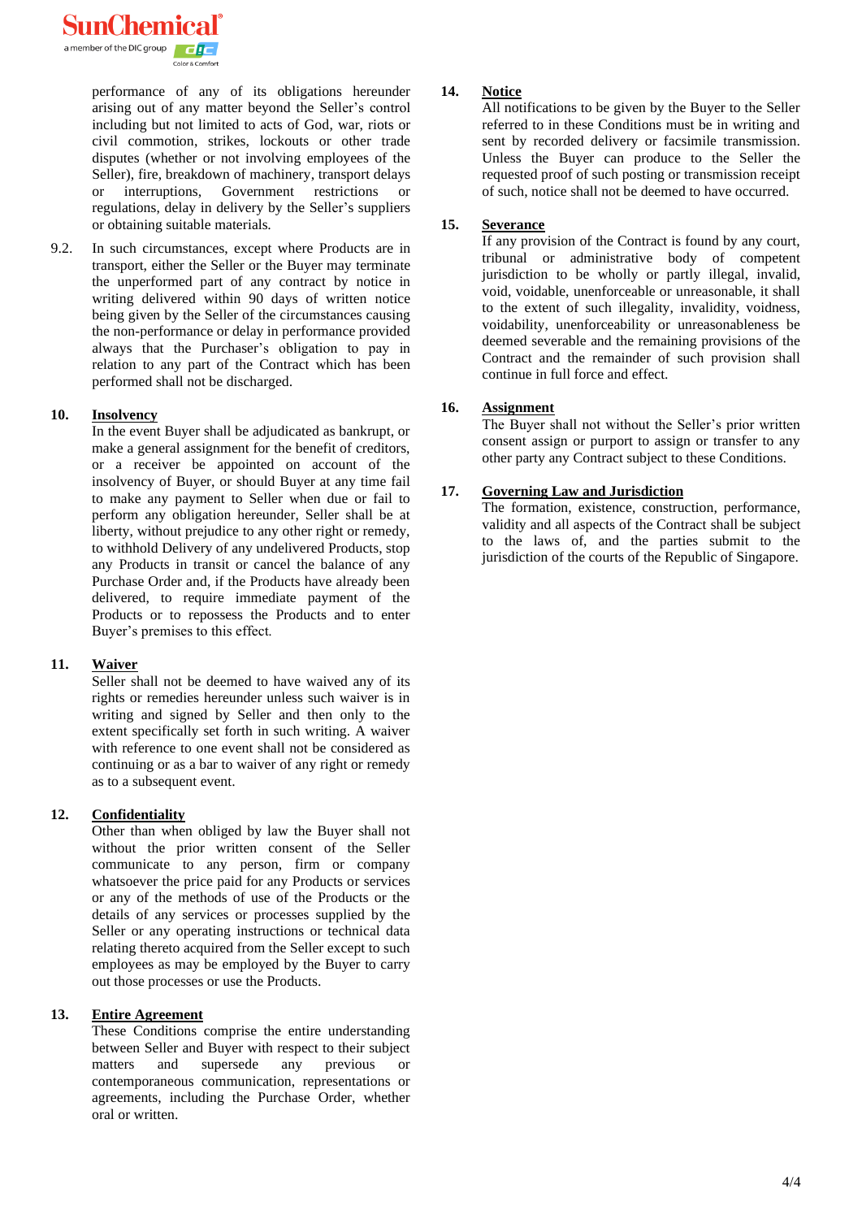performance of any of its obligations hereunder arising out of any matter beyond the Seller's control including but not limited to acts of God, war, riots or civil commotion, strikes, lockouts or other trade disputes (whether or not involving employees of the Seller), fire, breakdown of machinery, transport delays or interruptions, Government restrictions or regulations, delay in delivery by the Seller's suppliers or obtaining suitable materials.

9.2. In such circumstances, except where Products are in transport, either the Seller or the Buyer may terminate the unperformed part of any contract by notice in writing delivered within 90 days of written notice being given by the Seller of the circumstances causing the non-performance or delay in performance provided always that the Purchaser's obligation to pay in relation to any part of the Contract which has been performed shall not be discharged.

## 10. Insolvency

In the event Buyer shall be adjudicated as bankrupt, or make a general assignment for the benefit of creditors, or a receiver be appointed on account of the insolvency of Buyer, or should Buyer at any time fail to make any payment to Seller when due or fail to perform any obligation hereunder, Seller shall be at liberty, without prejudice to any other right or remedy, to withhold Delivery of any undelivered Products, stop any Products in transit or cancel the balance of any Purchase Order and, if the Products have already been delivered, to require immediate payment of the Products or to repossess the Products and to enter Buyer's premises to this effect.

## 11. Waiver

Seller shall not be deemed to have waived any of its rights or remedies hereunder unless such waiver is in writing and signed by Seller and then only to the extent specifically set forth in such writing. A waiver with reference to one event shall not be considered as continuing or as a bar to waiver of any right or remedy as to a subsequent event.

## 12. Confidentiality

Other than when obliged by law the Buyer shall not without the prior written consent of the Seller communicate to any person, firm or company whatsoever the price paid for any Products or services or any of the methods of use of the Products or the details of any services or processes supplied by the Seller or any operating instructions or technical data relating thereto acquired from the Seller except to such employees as may be employed by the Buyer to carry out those processes or use the Products.

## 13. Entire Agreement

These Conditions comprise the entire understanding between Seller and Buyer with respect to their subject matters and supersede any previous or contemporaneous communication, representations or agreements, including the Purchase Order, whether oral or written.

## 14. Notice

All notifications to be given by the Buyer to the Seller referred to in these Conditions must be in writing and sent by recorded delivery or facsimile transmission. Unless the Buyer can produce to the Seller the requested proof of such posting or transmission receipt of such, notice shall not be deemed to have occurred.

## 15. Severance

If any provision of the Contract is found by any court, tribunal or administrative body of competent jurisdiction to be wholly or partly illegal, invalid, void, voidable, unenforceable or unreasonable, it shall to the extent of such illegality, invalidity, voidness, voidability, unenforceability or unreasonableness be deemed severable and the remaining provisions of the Contract and the remainder of such provision shall continue in full force and effect.

## 16. Assignment

The Buyer shall not without the Seller's prior written consent assign or purport to assign or transfer to any other party any Contract subject to these Conditions.

## 17. Governing Law and Jurisdiction

The formation, existence, construction, performance, validity and all aspects of the Contract shall be subject to the laws of, and the parties submit to the jurisdiction of the courts of the Republic of Singapore.